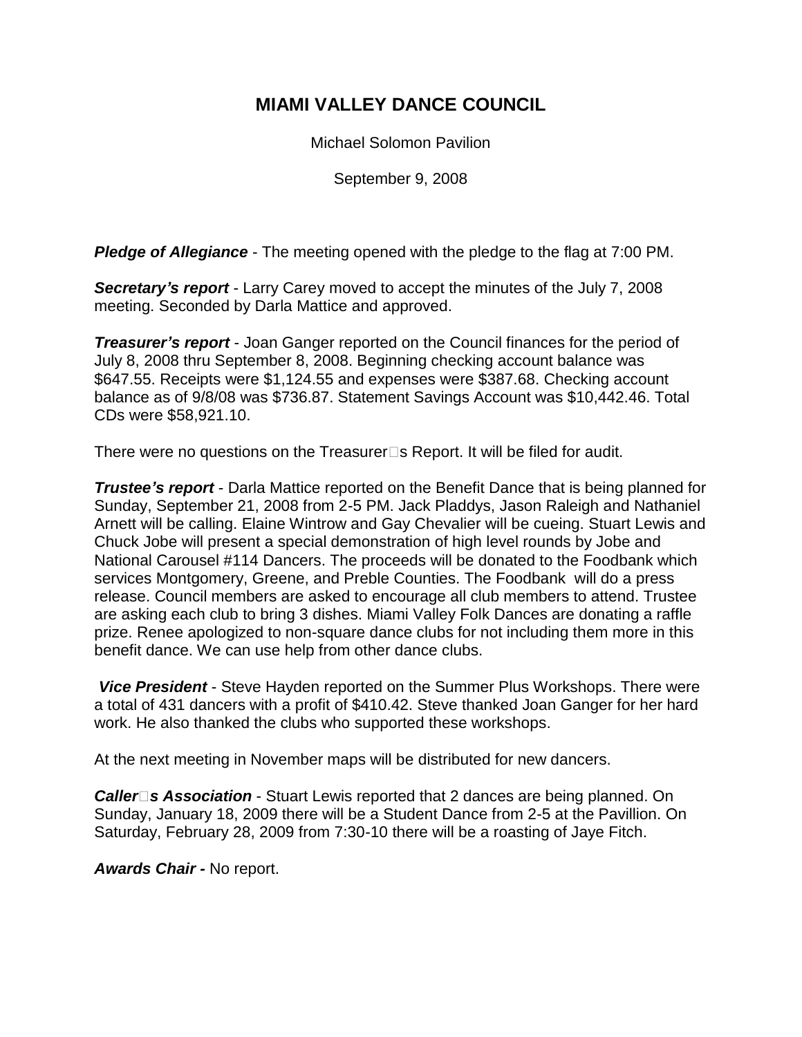# MIAMI VALLEY DANCE COUNCIL

Michael Solomon Pavilion

September 9, 2008

***Pledge of Allegiance*** - The meeting opened with the pledge to the flag at 7:00 PM.

***Secretary's report*** - Larry Carey moved to accept the minutes of the July 7, 2008 meeting. Seconded by Darla Mattice and approved.

***Treasurer's report*** - Joan Ganger reported on the Council finances for the period of July 8, 2008 thru September 8, 2008. Beginning checking account balance was $647.55. Receipts were $1,124.55 and expenses were $387.68. Checking account balance as of 9/8/08 was $736.87. Statement Savings Account was $10,442.46. Total CDs were $58,921.10.

There were no questions on the Treasurer□s Report. It will be filed for audit.

***Trustee's report*** - Darla Mattice reported on the Benefit Dance that is being planned for Sunday, September 21, 2008 from 2-5 PM. Jack Pladdys, Jason Raleigh and Nathaniel Arnett will be calling. Elaine Wintrow and Gay Chevalier will be cueing. Stuart Lewis and Chuck Jobe will present a special demonstration of high level rounds by Jobe and National Carousel #114 Dancers. The proceeds will be donated to the Foodbank which services Montgomery, Greene, and Preble Counties. The Foodbank will do a press release. Council members are asked to encourage all club members to attend. Trustee are asking each club to bring 3 dishes. Miami Valley Folk Dances are donating a raffle prize. Renee apologized to non-square dance clubs for not including them more in this benefit dance. We can use help from other dance clubs.

***Vice President*** - Steve Hayden reported on the Summer Plus Workshops. There were a total of 431 dancers with a profit of $410.42. Steve thanked Joan Ganger for her hard work. He also thanked the clubs who supported these workshops.

At the next meeting in November maps will be distributed for new dancers.

***Caller□s Association*** - Stuart Lewis reported that 2 dances are being planned. On Sunday, January 18, 2009 there will be a Student Dance from 2-5 at the Pavillion. On Saturday, February 28, 2009 from 7:30-10 there will be a roasting of Jaye Fitch.

***Awards Chair -*** No report.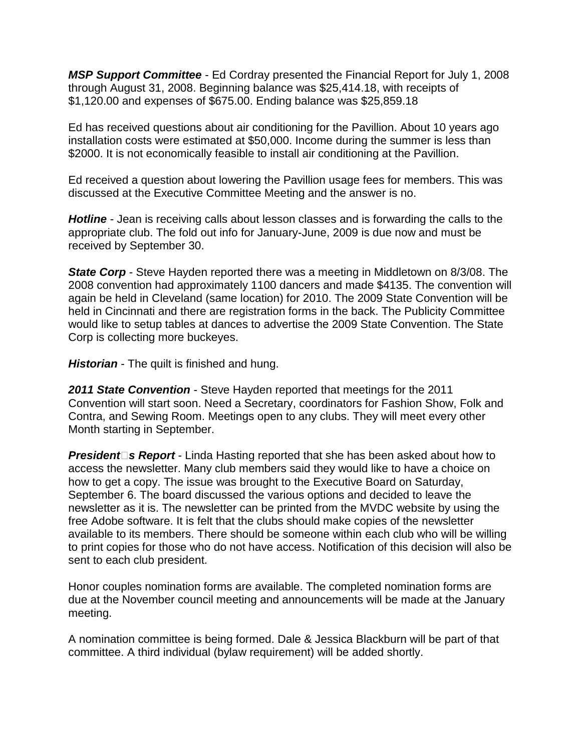***MSP Support Committee*** - Ed Cordray presented the Financial Report for July 1, 2008 through August 31, 2008. Beginning balance was $25,414.18, with receipts of $1,120.00 and expenses of $675.00. Ending balance was $25,859.18

Ed has received questions about air conditioning for the Pavillion. About 10 years ago installation costs were estimated at $50,000. Income during the summer is less than $2000. It is not economically feasible to install air conditioning at the Pavillion.

Ed received a question about lowering the Pavillion usage fees for members. This was discussed at the Executive Committee Meeting and the answer is no.

***Hotline*** - Jean is receiving calls about lesson classes and is forwarding the calls to the appropriate club. The fold out info for January-June, 2009 is due now and must be received by September 30.

***State Corp*** - Steve Hayden reported there was a meeting in Middletown on 8/3/08. The 2008 convention had approximately 1100 dancers and made $4135. The convention will again be held in Cleveland (same location) for 2010. The 2009 State Convention will be held in Cincinnati and there are registration forms in the back. The Publicity Committee would like to setup tables at dances to advertise the 2009 State Convention. The State Corp is collecting more buckeyes.

***Historian*** - The quilt is finished and hung.

***2011 State Convention*** - Steve Hayden reported that meetings for the 2011 Convention will start soon. Need a Secretary, coordinators for Fashion Show, Folk and Contra, and Sewing Room. Meetings open to any clubs. They will meet every other Month starting in September.

***President's Report*** - Linda Hasting reported that she has been asked about how to access the newsletter. Many club members said they would like to have a choice on how to get a copy. The issue was brought to the Executive Board on Saturday, September 6. The board discussed the various options and decided to leave the newsletter as it is. The newsletter can be printed from the MVDC website by using the free Adobe software. It is felt that the clubs should make copies of the newsletter available to its members. There should be someone within each club who will be willing to print copies for those who do not have access. Notification of this decision will also be sent to each club president.

Honor couples nomination forms are available. The completed nomination forms are due at the November council meeting and announcements will be made at the January meeting.

A nomination committee is being formed. Dale & Jessica Blackburn will be part of that committee. A third individual (bylaw requirement) will be added shortly.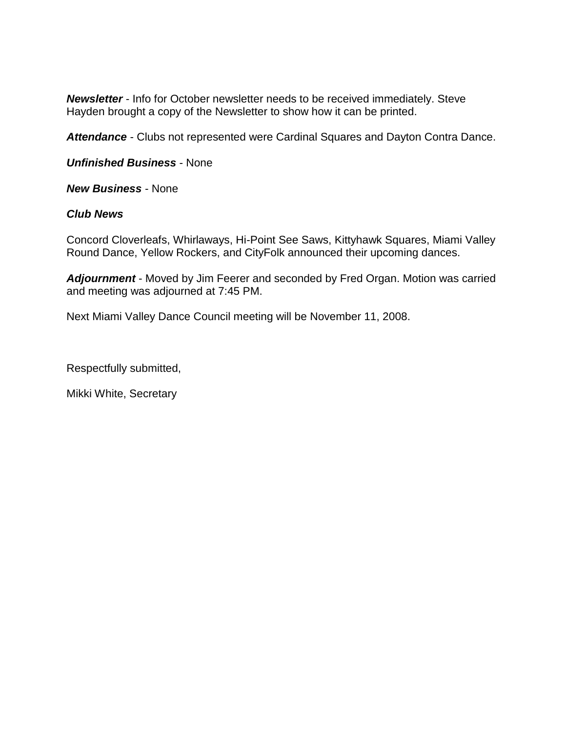***Newsletter*** - Info for October newsletter needs to be received immediately. Steve Hayden brought a copy of the Newsletter to show how it can be printed.

***Attendance*** - Clubs not represented were Cardinal Squares and Dayton Contra Dance.

***Unfinished Business*** - None

***New Business*** - None

***Club News***

Concord Cloverleafs, Whirlaways, Hi-Point See Saws, Kittyhawk Squares, Miami Valley Round Dance, Yellow Rockers, and CityFolk announced their upcoming dances.

***Adjournment*** - Moved by Jim Feerer and seconded by Fred Organ. Motion was carried and meeting was adjourned at 7:45 PM.

Next Miami Valley Dance Council meeting will be November 11, 2008.

Respectfully submitted,

Mikki White, Secretary